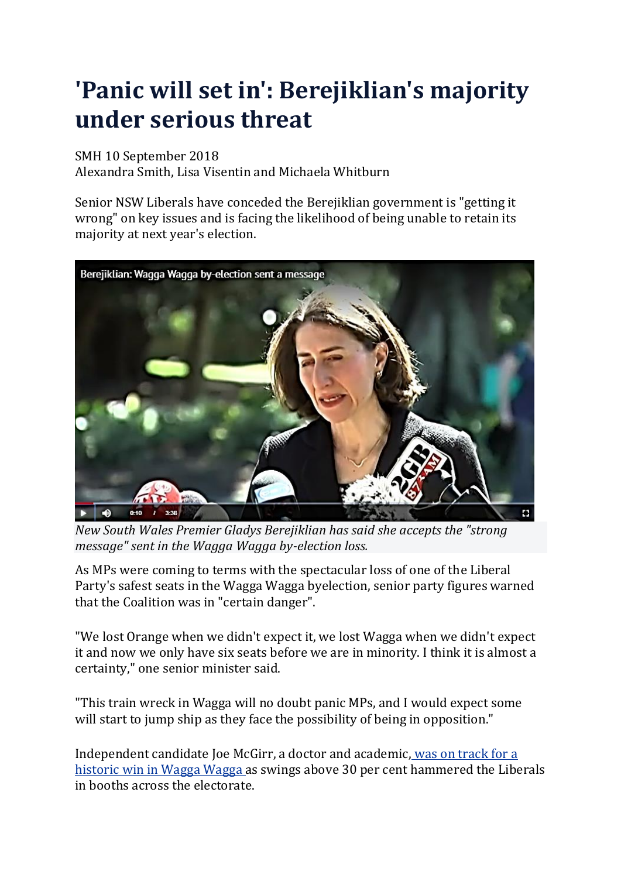# 'Panic will set in': Berejiklian's majority under serious threat

SMH 10 September 2018
Alexandra Smith, Lisa Visentin and Michaela Whitburn

Senior NSW Liberals have conceded the Berejiklian government is "getting it wrong" on key issues and is facing the likelihood of being unable to retain its majority at next year's election.

*New South Wales Premier Gladys Berejiklian has said she accepts the "strong message" sent in the Wagga Wagga by-election loss.*

As MPs were coming to terms with the spectacular loss of one of the Liberal Party's safest seats in the Wagga Wagga byelection, senior party figures warned that the Coalition was in "certain danger".

"We lost Orange when we didn't expect it, we lost Wagga when we didn't expect it and now we only have six seats before we are in minority. I think it is almost a certainty," one senior minister said.

"This train wreck in Wagga will no doubt panic MPs, and I would expect some will start to jump ship as they face the possibility of being in opposition."

Independent candidate Joe McGirr, a doctor and academic, was on track for a historic win in Wagga Wagga as swings above 30 per cent hammered the Liberals in booths across the electorate.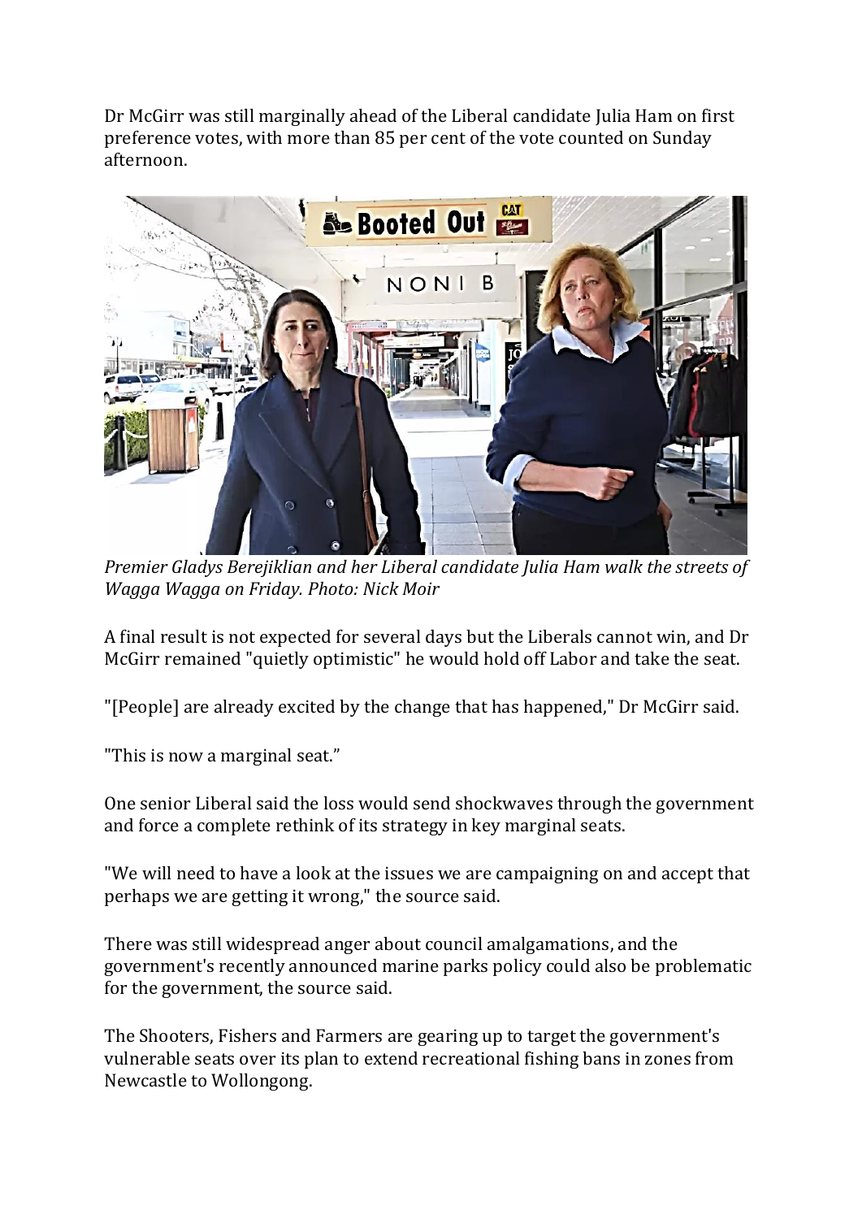Dr McGirr was still marginally ahead of the Liberal candidate Julia Ham on first preference votes, with more than 85 per cent of the vote counted on Sunday afternoon.

*Premier Gladys Berejiklian and her Liberal candidate Julia Ham walk the streets of Wagga Wagga on Friday. Photo: Nick Moir*

A final result is not expected for several days but the Liberals cannot win, and Dr McGirr remained "quietly optimistic" he would hold off Labor and take the seat.

"[People] are already excited by the change that has happened," Dr McGirr said.

"This is now a marginal seat."

One senior Liberal said the loss would send shockwaves through the government and force a complete rethink of its strategy in key marginal seats.

"We will need to have a look at the issues we are campaigning on and accept that perhaps we are getting it wrong," the source said.

There was still widespread anger about council amalgamations, and the government's recently announced marine parks policy could also be problematic for the government, the source said.

The Shooters, Fishers and Farmers are gearing up to target the government's vulnerable seats over its plan to extend recreational fishing bans in zones from Newcastle to Wollongong.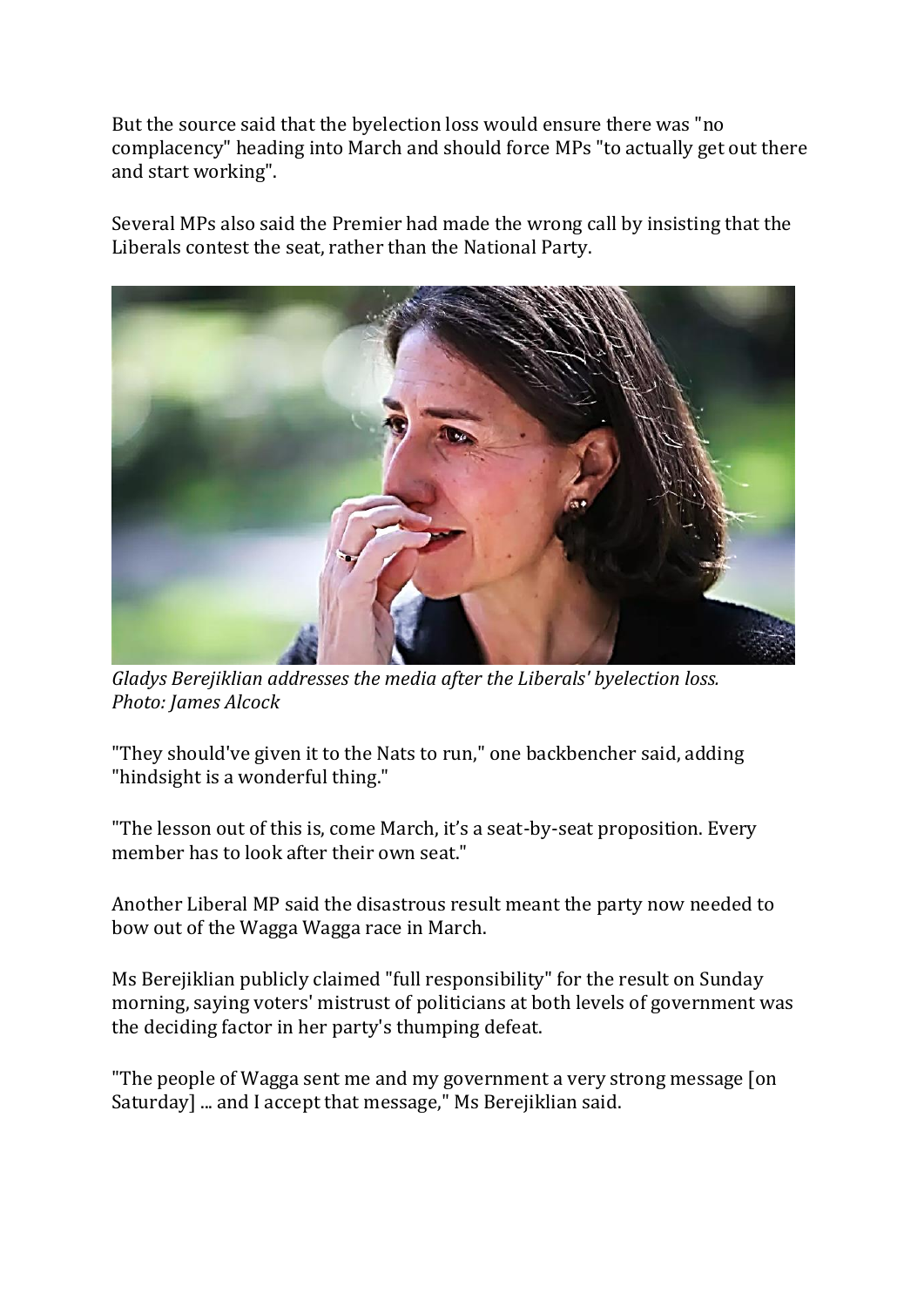But the source said that the byelection loss would ensure there was "no complacency" heading into March and should force MPs "to actually get out there and start working".

Several MPs also said the Premier had made the wrong call by insisting that the Liberals contest the seat, rather than the National Party.

*Gladys Berejiklian addresses the media after the Liberals' byelection loss. Photo: James Alcock*

"They should've given it to the Nats to run," one backbencher said, adding "hindsight is a wonderful thing."

"The lesson out of this is, come March, it's a seat-by-seat proposition. Every member has to look after their own seat."

Another Liberal MP said the disastrous result meant the party now needed to bow out of the Wagga Wagga race in March.

Ms Berejiklian publicly claimed "full responsibility" for the result on Sunday morning, saying voters' mistrust of politicians at both levels of government was the deciding factor in her party's thumping defeat.

"The people of Wagga sent me and my government a very strong message [on Saturday] ... and I accept that message," Ms Berejiklian said.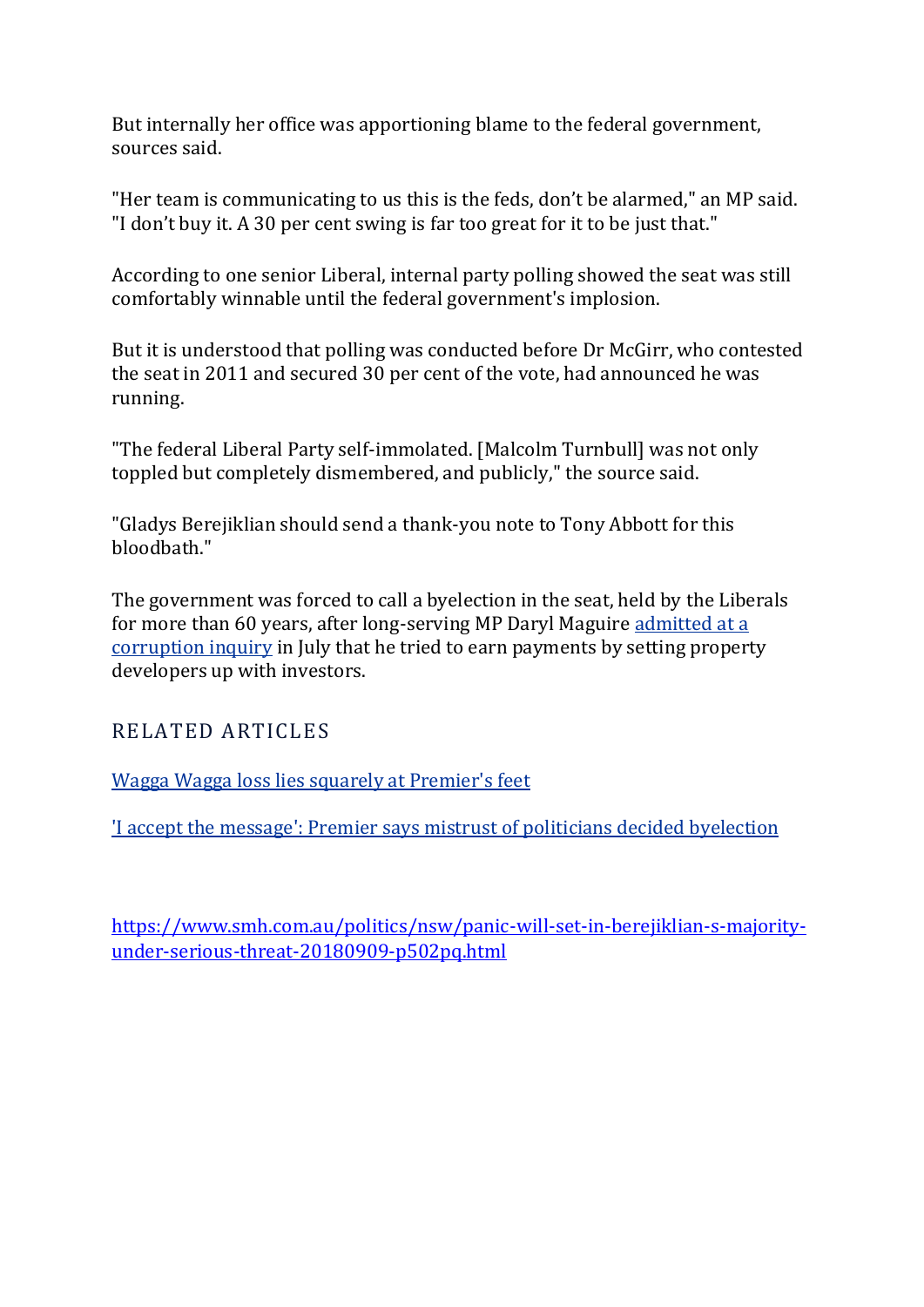But internally her office was apportioning blame to the federal government, sources said.

"Her team is communicating to us this is the feds, don't be alarmed," an MP said. "I don't buy it. A 30 per cent swing is far too great for it to be just that."

According to one senior Liberal, internal party polling showed the seat was still comfortably winnable until the federal government's implosion.

But it is understood that polling was conducted before Dr McGirr, who contested the seat in 2011 and secured 30 per cent of the vote, had announced he was running.

"The federal Liberal Party self-immolated. [Malcolm Turnbull] was not only toppled but completely dismembered, and publicly," the source said.

"Gladys Berejiklian should send a thank-you note to Tony Abbott for this bloodbath."

The government was forced to call a byelection in the seat, held by the Liberals for more than 60 years, after long-serving MP Daryl Maguire [admitted at a corruption inquiry]() in July that he tried to earn payments by setting property developers up with investors.

## RELATED ARTICLES

[Wagga Wagga loss lies squarely at Premier's feet]()

['I accept the message': Premier says mistrust of politicians decided byelection]()

https://www.smh.com.au/politics/nsw/panic-will-set-in-berejiklian-s-majority-under-serious-threat-20180909-p502pq.html